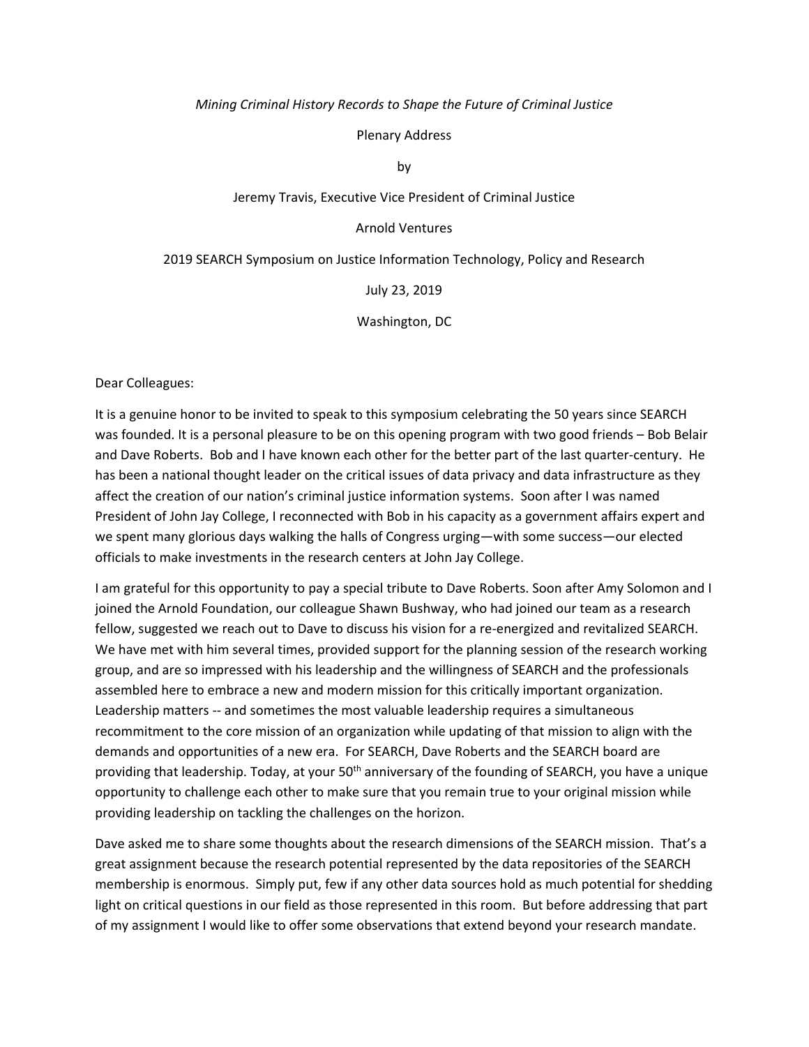*Mining Criminal History Records to Shape the Future of Criminal Justice*

Plenary Address

by

Jeremy Travis, Executive Vice President of Criminal Justice

Arnold Ventures

2019 SEARCH Symposium on Justice Information Technology, Policy and Research

July 23, 2019

Washington, DC

Dear Colleagues:

It is a genuine honor to be invited to speak to this symposium celebrating the 50 years since SEARCH was founded. It is a personal pleasure to be on this opening program with two good friends – Bob Belair and Dave Roberts. Bob and I have known each other for the better part of the last quarter-century. He has been a national thought leader on the critical issues of data privacy and data infrastructure as they affect the creation of our nation's criminal justice information systems. Soon after I was named President of John Jay College, I reconnected with Bob in his capacity as a government affairs expert and we spent many glorious days walking the halls of Congress urging—with some success—our elected officials to make investments in the research centers at John Jay College.

I am grateful for this opportunity to pay a special tribute to Dave Roberts. Soon after Amy Solomon and I joined the Arnold Foundation, our colleague Shawn Bushway, who had joined our team as a research fellow, suggested we reach out to Dave to discuss his vision for a re-energized and revitalized SEARCH. We have met with him several times, provided support for the planning session of the research working group, and are so impressed with his leadership and the willingness of SEARCH and the professionals assembled here to embrace a new and modern mission for this critically important organization. Leadership matters -- and sometimes the most valuable leadership requires a simultaneous recommitment to the core mission of an organization while updating of that mission to align with the demands and opportunities of a new era. For SEARCH, Dave Roberts and the SEARCH board are providing that leadership. Today, at your 50th anniversary of the founding of SEARCH, you have a unique opportunity to challenge each other to make sure that you remain true to your original mission while providing leadership on tackling the challenges on the horizon.

Dave asked me to share some thoughts about the research dimensions of the SEARCH mission. That's a great assignment because the research potential represented by the data repositories of the SEARCH membership is enormous. Simply put, few if any other data sources hold as much potential for shedding light on critical questions in our field as those represented in this room. But before addressing that part of my assignment I would like to offer some observations that extend beyond your research mandate.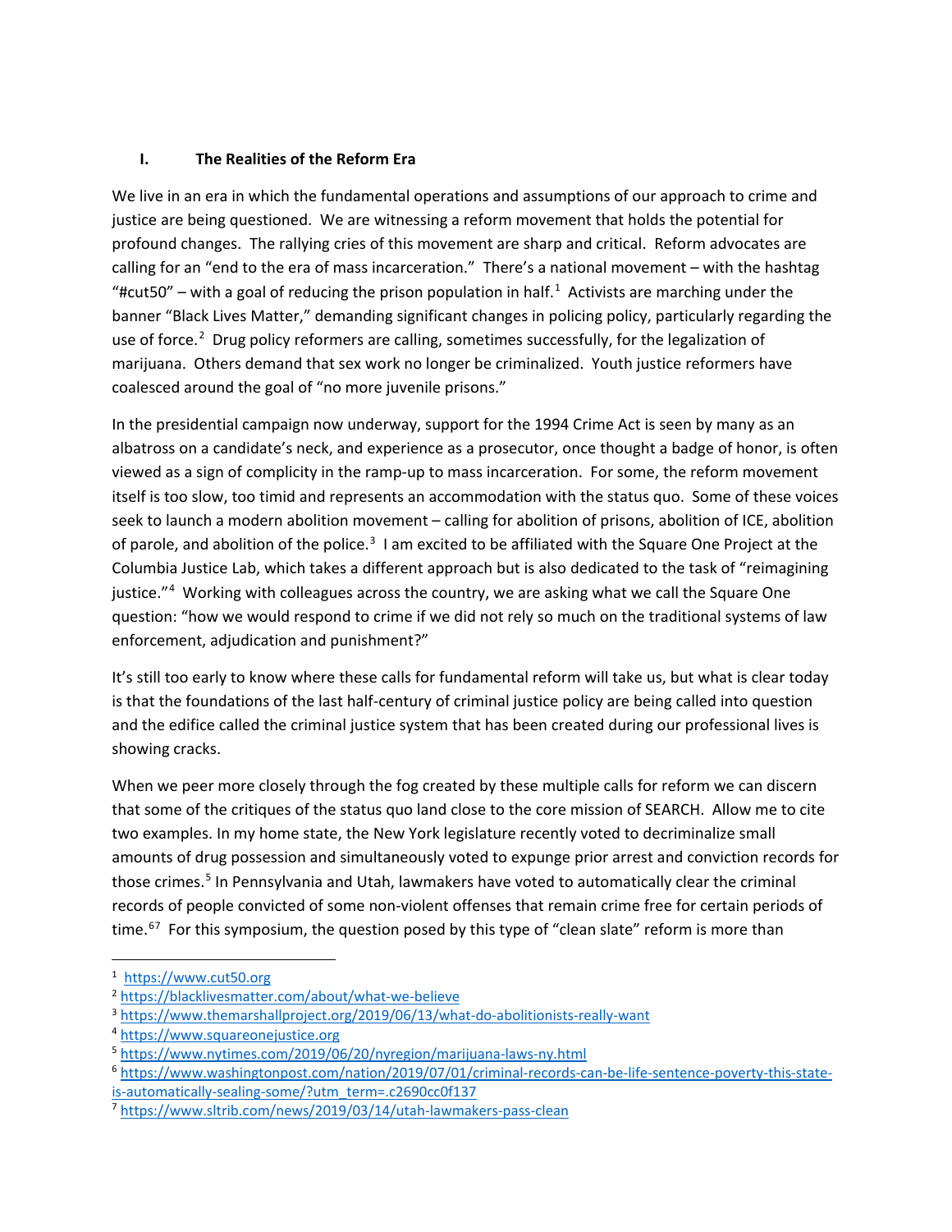## I. The Realities of the Reform Era

We live in an era in which the fundamental operations and assumptions of our approach to crime and justice are being questioned. We are witnessing a reform movement that holds the potential for profound changes. The rallying cries of this movement are sharp and critical. Reform advocates are calling for an "end to the era of mass incarceration." There's a national movement – with the hashtag "#cut50" – with a goal of reducing the prison population in half.[1] Activists are marching under the banner "Black Lives Matter," demanding significant changes in policing policy, particularly regarding the use of force.[2] Drug policy reformers are calling, sometimes successfully, for the legalization of marijuana. Others demand that sex work no longer be criminalized. Youth justice reformers have coalesced around the goal of "no more juvenile prisons."

In the presidential campaign now underway, support for the 1994 Crime Act is seen by many as an albatross on a candidate's neck, and experience as a prosecutor, once thought a badge of honor, is often viewed as a sign of complicity in the ramp-up to mass incarceration. For some, the reform movement itself is too slow, too timid and represents an accommodation with the status quo. Some of these voices seek to launch a modern abolition movement – calling for abolition of prisons, abolition of ICE, abolition of parole, and abolition of the police.[3] I am excited to be affiliated with the Square One Project at the Columbia Justice Lab, which takes a different approach but is also dedicated to the task of "reimagining justice."[4] Working with colleagues across the country, we are asking what we call the Square One question: "how we would respond to crime if we did not rely so much on the traditional systems of law enforcement, adjudication and punishment?"

It's still too early to know where these calls for fundamental reform will take us, but what is clear today is that the foundations of the last half-century of criminal justice policy are being called into question and the edifice called the criminal justice system that has been created during our professional lives is showing cracks.

When we peer more closely through the fog created by these multiple calls for reform we can discern that some of the critiques of the status quo land close to the core mission of SEARCH. Allow me to cite two examples. In my home state, the New York legislature recently voted to decriminalize small amounts of drug possession and simultaneously voted to expunge prior arrest and conviction records for those crimes.[5] In Pennsylvania and Utah, lawmakers have voted to automatically clear the criminal records of people convicted of some non-violent offenses that remain crime free for certain periods of time.[6][7] For this symposium, the question posed by this type of "clean slate" reform is more than

---

[1] https://www.cut50.org

[2] https://blacklivesmatter.com/about/what-we-believe

[3] https://www.themarshallproject.org/2019/06/13/what-do-abolitionists-really-want

[4] https://www.squareonejustice.org

[5] https://www.nytimes.com/2019/06/20/nyregion/marijuana-laws-ny.html

[6] https://www.washingtonpost.com/nation/2019/07/01/criminal-records-can-be-life-sentence-poverty-this-state-is-automatically-sealing-some/?utm_term=.c2690cc0f137

[7] https://www.sltrib.com/news/2019/03/14/utah-lawmakers-pass-clean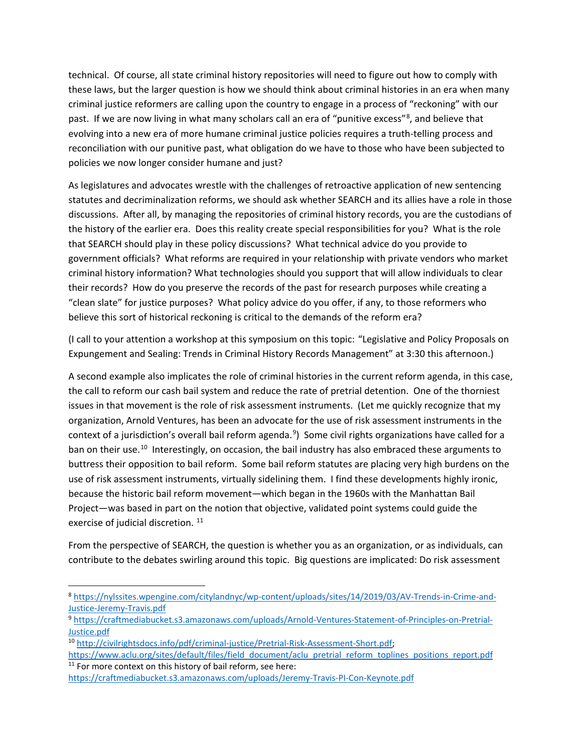technical. Of course, all state criminal history repositories will need to figure out how to comply with these laws, but the larger question is how we should think about criminal histories in an era when many criminal justice reformers are calling upon the country to engage in a process of "reckoning" with our past. If we are now living in what many scholars call an era of "punitive excess"[8], and believe that evolving into a new era of more humane criminal justice policies requires a truth-telling process and reconciliation with our punitive past, what obligation do we have to those who have been subjected to policies we now longer consider humane and just?

As legislatures and advocates wrestle with the challenges of retroactive application of new sentencing statutes and decriminalization reforms, we should ask whether SEARCH and its allies have a role in those discussions. After all, by managing the repositories of criminal history records, you are the custodians of the history of the earlier era. Does this reality create special responsibilities for you? What is the role that SEARCH should play in these policy discussions? What technical advice do you provide to government officials? What reforms are required in your relationship with private vendors who market criminal history information? What technologies should you support that will allow individuals to clear their records? How do you preserve the records of the past for research purposes while creating a "clean slate" for justice purposes? What policy advice do you offer, if any, to those reformers who believe this sort of historical reckoning is critical to the demands of the reform era?

(I call to your attention a workshop at this symposium on this topic: "Legislative and Policy Proposals on Expungement and Sealing: Trends in Criminal History Records Management" at 3:30 this afternoon.)

A second example also implicates the role of criminal histories in the current reform agenda, in this case, the call to reform our cash bail system and reduce the rate of pretrial detention. One of the thorniest issues in that movement is the role of risk assessment instruments. (Let me quickly recognize that my organization, Arnold Ventures, has been an advocate for the use of risk assessment instruments in the context of a jurisdiction's overall bail reform agenda.[9]) Some civil rights organizations have called for a ban on their use.[10] Interestingly, on occasion, the bail industry has also embraced these arguments to buttress their opposition to bail reform. Some bail reform statutes are placing very high burdens on the use of risk assessment instruments, virtually sidelining them. I find these developments highly ironic, because the historic bail reform movement—which began in the 1960s with the Manhattan Bail Project—was based in part on the notion that objective, validated point systems could guide the exercise of judicial discretion. [11]

From the perspective of SEARCH, the question is whether you as an organization, or as individuals, can contribute to the debates swirling around this topic. Big questions are implicated: Do risk assessment

---

[8] https://nylssites.wpengine.com/citylandnyc/wp-content/uploads/sites/14/2019/03/AV-Trends-in-Crime-and-Justice-Jeremy-Travis.pdf

[9] https://craftmediabucket.s3.amazonaws.com/uploads/Arnold-Ventures-Statement-of-Principles-on-Pretrial-Justice.pdf

[10] http://civilrightsdocs.info/pdf/criminal-justice/Pretrial-Risk-Assessment-Short.pdf; https://www.aclu.org/sites/default/files/field_document/aclu_pretrial_reform_toplines_positions_report.pdf

[11] For more context on this history of bail reform, see here: https://craftmediabucket.s3.amazonaws.com/uploads/Jeremy-Travis-PI-Con-Keynote.pdf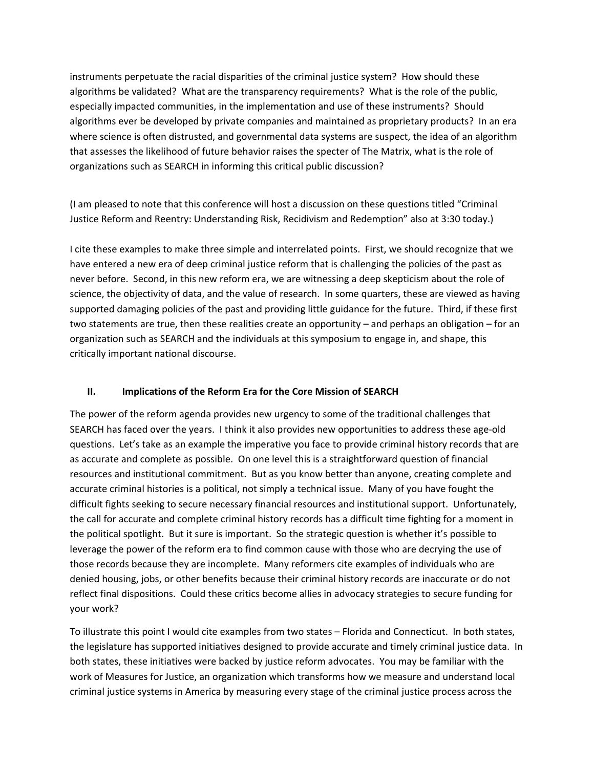instruments perpetuate the racial disparities of the criminal justice system? How should these algorithms be validated? What are the transparency requirements? What is the role of the public, especially impacted communities, in the implementation and use of these instruments? Should algorithms ever be developed by private companies and maintained as proprietary products? In an era where science is often distrusted, and governmental data systems are suspect, the idea of an algorithm that assesses the likelihood of future behavior raises the specter of The Matrix, what is the role of organizations such as SEARCH in informing this critical public discussion?

(I am pleased to note that this conference will host a discussion on these questions titled "Criminal Justice Reform and Reentry: Understanding Risk, Recidivism and Redemption" also at 3:30 today.)

I cite these examples to make three simple and interrelated points. First, we should recognize that we have entered a new era of deep criminal justice reform that is challenging the policies of the past as never before. Second, in this new reform era, we are witnessing a deep skepticism about the role of science, the objectivity of data, and the value of research. In some quarters, these are viewed as having supported damaging policies of the past and providing little guidance for the future. Third, if these first two statements are true, then these realities create an opportunity – and perhaps an obligation – for an organization such as SEARCH and the individuals at this symposium to engage in, and shape, this critically important national discourse.

## II. Implications of the Reform Era for the Core Mission of SEARCH

The power of the reform agenda provides new urgency to some of the traditional challenges that SEARCH has faced over the years. I think it also provides new opportunities to address these age-old questions. Let's take as an example the imperative you face to provide criminal history records that are as accurate and complete as possible. On one level this is a straightforward question of financial resources and institutional commitment. But as you know better than anyone, creating complete and accurate criminal histories is a political, not simply a technical issue. Many of you have fought the difficult fights seeking to secure necessary financial resources and institutional support. Unfortunately, the call for accurate and complete criminal history records has a difficult time fighting for a moment in the political spotlight. But it sure is important. So the strategic question is whether it's possible to leverage the power of the reform era to find common cause with those who are decrying the use of those records because they are incomplete. Many reformers cite examples of individuals who are denied housing, jobs, or other benefits because their criminal history records are inaccurate or do not reflect final dispositions. Could these critics become allies in advocacy strategies to secure funding for your work?

To illustrate this point I would cite examples from two states – Florida and Connecticut. In both states, the legislature has supported initiatives designed to provide accurate and timely criminal justice data. In both states, these initiatives were backed by justice reform advocates. You may be familiar with the work of Measures for Justice, an organization which transforms how we measure and understand local criminal justice systems in America by measuring every stage of the criminal justice process across the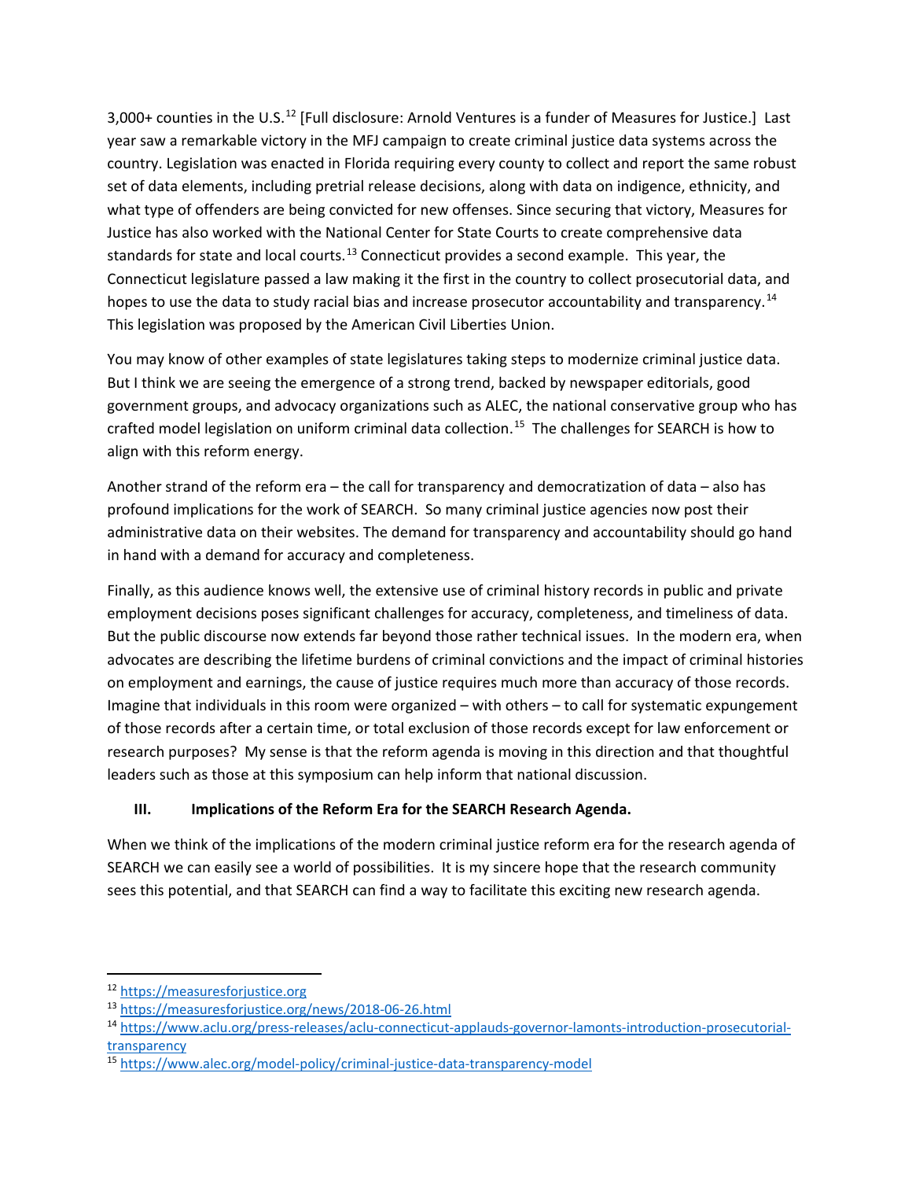3,000+ counties in the U.S.[12] [Full disclosure: Arnold Ventures is a funder of Measures for Justice.] Last year saw a remarkable victory in the MFJ campaign to create criminal justice data systems across the country. Legislation was enacted in Florida requiring every county to collect and report the same robust set of data elements, including pretrial release decisions, along with data on indigence, ethnicity, and what type of offenders are being convicted for new offenses. Since securing that victory, Measures for Justice has also worked with the National Center for State Courts to create comprehensive data standards for state and local courts.[13] Connecticut provides a second example. This year, the Connecticut legislature passed a law making it the first in the country to collect prosecutorial data, and hopes to use the data to study racial bias and increase prosecutor accountability and transparency.[14] This legislation was proposed by the American Civil Liberties Union.

You may know of other examples of state legislatures taking steps to modernize criminal justice data. But I think we are seeing the emergence of a strong trend, backed by newspaper editorials, good government groups, and advocacy organizations such as ALEC, the national conservative group who has crafted model legislation on uniform criminal data collection.[15] The challenges for SEARCH is how to align with this reform energy.

Another strand of the reform era – the call for transparency and democratization of data – also has profound implications for the work of SEARCH. So many criminal justice agencies now post their administrative data on their websites. The demand for transparency and accountability should go hand in hand with a demand for accuracy and completeness.

Finally, as this audience knows well, the extensive use of criminal history records in public and private employment decisions poses significant challenges for accuracy, completeness, and timeliness of data. But the public discourse now extends far beyond those rather technical issues. In the modern era, when advocates are describing the lifetime burdens of criminal convictions and the impact of criminal histories on employment and earnings, the cause of justice requires much more than accuracy of those records. Imagine that individuals in this room were organized – with others – to call for systematic expungement of those records after a certain time, or total exclusion of those records except for law enforcement or research purposes? My sense is that the reform agenda is moving in this direction and that thoughtful leaders such as those at this symposium can help inform that national discussion.

### III. Implications of the Reform Era for the SEARCH Research Agenda.

When we think of the implications of the modern criminal justice reform era for the research agenda of SEARCH we can easily see a world of possibilities. It is my sincere hope that the research community sees this potential, and that SEARCH can find a way to facilitate this exciting new research agenda.

---

[12] https://measuresforjustice.org

[13] https://measuresforjustice.org/news/2018-06-26.html

[14] https://www.aclu.org/press-releases/aclu-connecticut-applauds-governor-lamonts-introduction-prosecutorial-transparency

[15] https://www.alec.org/model-policy/criminal-justice-data-transparency-model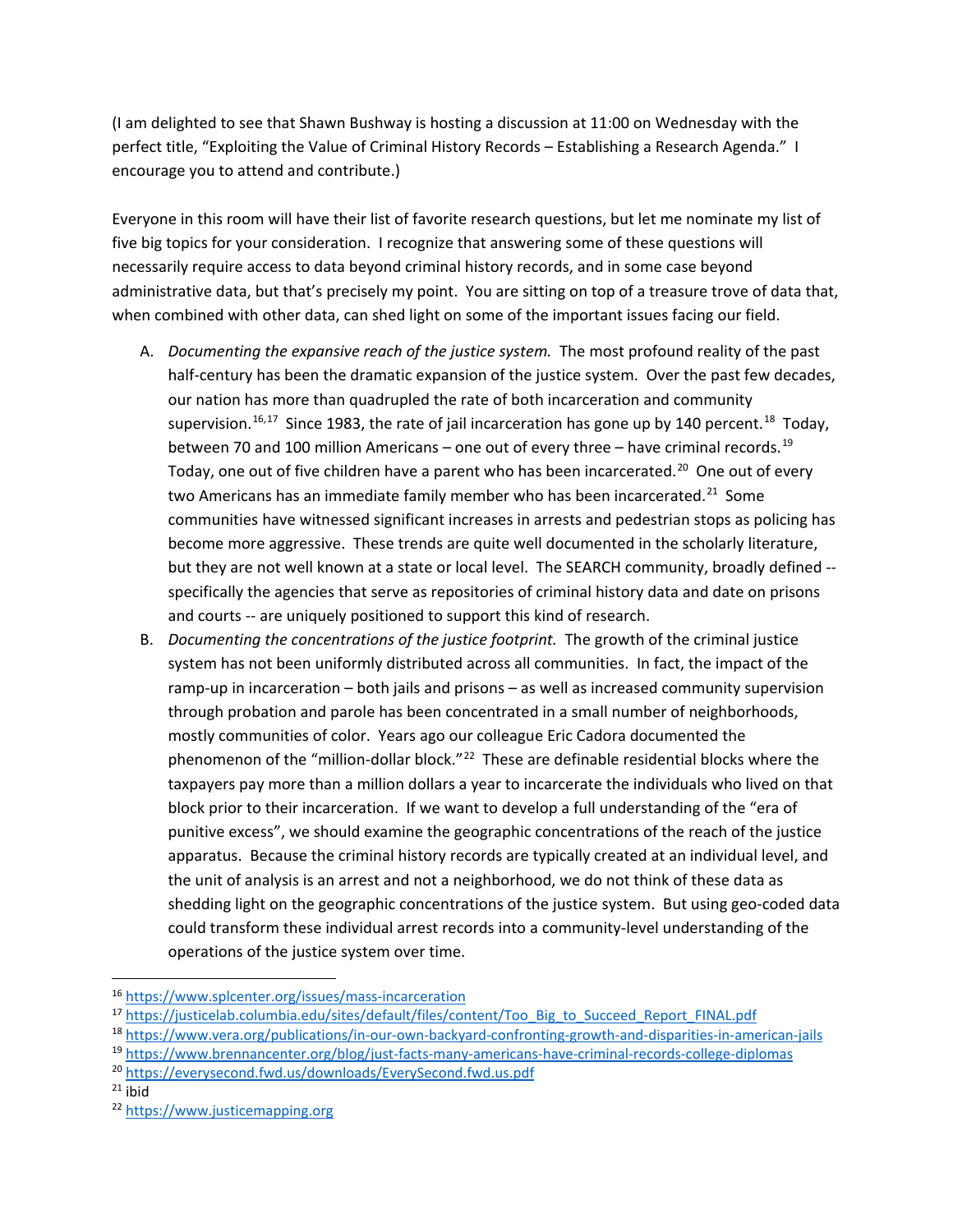(I am delighted to see that Shawn Bushway is hosting a discussion at 11:00 on Wednesday with the perfect title, "Exploiting the Value of Criminal History Records – Establishing a Research Agenda." I encourage you to attend and contribute.)

Everyone in this room will have their list of favorite research questions, but let me nominate my list of five big topics for your consideration. I recognize that answering some of these questions will necessarily require access to data beyond criminal history records, and in some case beyond administrative data, but that's precisely my point. You are sitting on top of a treasure trove of data that, when combined with other data, can shed light on some of the important issues facing our field.

A. *Documenting the expansive reach of the justice system.* The most profound reality of the past half-century has been the dramatic expansion of the justice system. Over the past few decades, our nation has more than quadrupled the rate of both incarceration and community supervision.[16,17] Since 1983, the rate of jail incarceration has gone up by 140 percent.[18] Today, between 70 and 100 million Americans – one out of every three – have criminal records.[19] Today, one out of five children have a parent who has been incarcerated.[20] One out of every two Americans has an immediate family member who has been incarcerated.[21] Some communities have witnessed significant increases in arrests and pedestrian stops as policing has become more aggressive. These trends are quite well documented in the scholarly literature, but they are not well known at a state or local level. The SEARCH community, broadly defined -- specifically the agencies that serve as repositories of criminal history data and date on prisons and courts -- are uniquely positioned to support this kind of research.

B. *Documenting the concentrations of the justice footprint.* The growth of the criminal justice system has not been uniformly distributed across all communities. In fact, the impact of the ramp-up in incarceration – both jails and prisons – as well as increased community supervision through probation and parole has been concentrated in a small number of neighborhoods, mostly communities of color. Years ago our colleague Eric Cadora documented the phenomenon of the "million-dollar block."[22] These are definable residential blocks where the taxpayers pay more than a million dollars a year to incarcerate the individuals who lived on that block prior to their incarceration. If we want to develop a full understanding of the "era of punitive excess", we should examine the geographic concentrations of the reach of the justice apparatus. Because the criminal history records are typically created at an individual level, and the unit of analysis is an arrest and not a neighborhood, we do not think of these data as shedding light on the geographic concentrations of the justice system. But using geo-coded data could transform these individual arrest records into a community-level understanding of the operations of the justice system over time.

---

[16] https://www.splcenter.org/issues/mass-incarceration

[17] https://justicelab.columbia.edu/sites/default/files/content/Too_Big_to_Succeed_Report_FINAL.pdf

[18] https://www.vera.org/publications/in-our-own-backyard-confronting-growth-and-disparities-in-american-jails

[19] https://www.brennancenter.org/blog/just-facts-many-americans-have-criminal-records-college-diplomas

[20] https://everysecond.fwd.us/downloads/EverySecond.fwd.us.pdf

[21] ibid

[22] https://www.justicemapping.org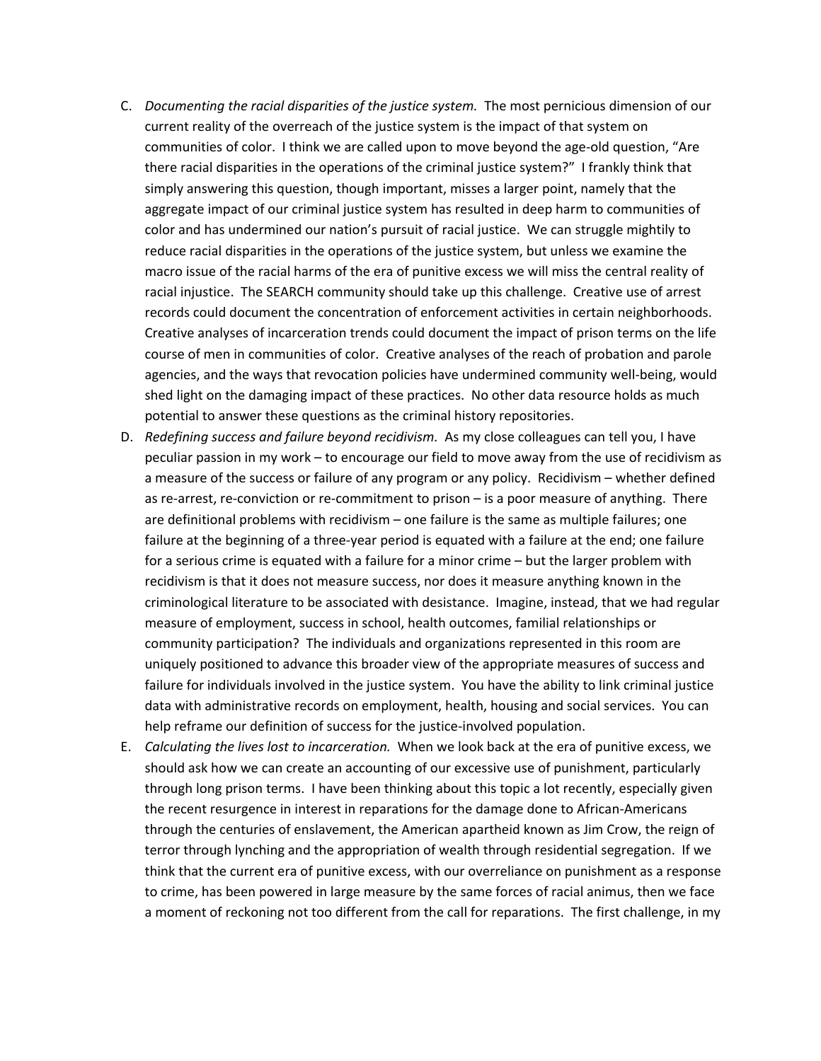C. *Documenting the racial disparities of the justice system.* The most pernicious dimension of our current reality of the overreach of the justice system is the impact of that system on communities of color. I think we are called upon to move beyond the age-old question, "Are there racial disparities in the operations of the criminal justice system?" I frankly think that simply answering this question, though important, misses a larger point, namely that the aggregate impact of our criminal justice system has resulted in deep harm to communities of color and has undermined our nation's pursuit of racial justice. We can struggle mightily to reduce racial disparities in the operations of the justice system, but unless we examine the macro issue of the racial harms of the era of punitive excess we will miss the central reality of racial injustice. The SEARCH community should take up this challenge. Creative use of arrest records could document the concentration of enforcement activities in certain neighborhoods. Creative analyses of incarceration trends could document the impact of prison terms on the life course of men in communities of color. Creative analyses of the reach of probation and parole agencies, and the ways that revocation policies have undermined community well-being, would shed light on the damaging impact of these practices. No other data resource holds as much potential to answer these questions as the criminal history repositories.

D. *Redefining success and failure beyond recidivism.* As my close colleagues can tell you, I have peculiar passion in my work – to encourage our field to move away from the use of recidivism as a measure of the success or failure of any program or any policy. Recidivism – whether defined as re-arrest, re-conviction or re-commitment to prison – is a poor measure of anything. There are definitional problems with recidivism – one failure is the same as multiple failures; one failure at the beginning of a three-year period is equated with a failure at the end; one failure for a serious crime is equated with a failure for a minor crime – but the larger problem with recidivism is that it does not measure success, nor does it measure anything known in the criminological literature to be associated with desistance. Imagine, instead, that we had regular measure of employment, success in school, health outcomes, familial relationships or community participation? The individuals and organizations represented in this room are uniquely positioned to advance this broader view of the appropriate measures of success and failure for individuals involved in the justice system. You have the ability to link criminal justice data with administrative records on employment, health, housing and social services. You can help reframe our definition of success for the justice-involved population.

E. *Calculating the lives lost to incarceration.* When we look back at the era of punitive excess, we should ask how we can create an accounting of our excessive use of punishment, particularly through long prison terms. I have been thinking about this topic a lot recently, especially given the recent resurgence in interest in reparations for the damage done to African-Americans through the centuries of enslavement, the American apartheid known as Jim Crow, the reign of terror through lynching and the appropriation of wealth through residential segregation. If we think that the current era of punitive excess, with our overreliance on punishment as a response to crime, has been powered in large measure by the same forces of racial animus, then we face a moment of reckoning not too different from the call for reparations. The first challenge, in my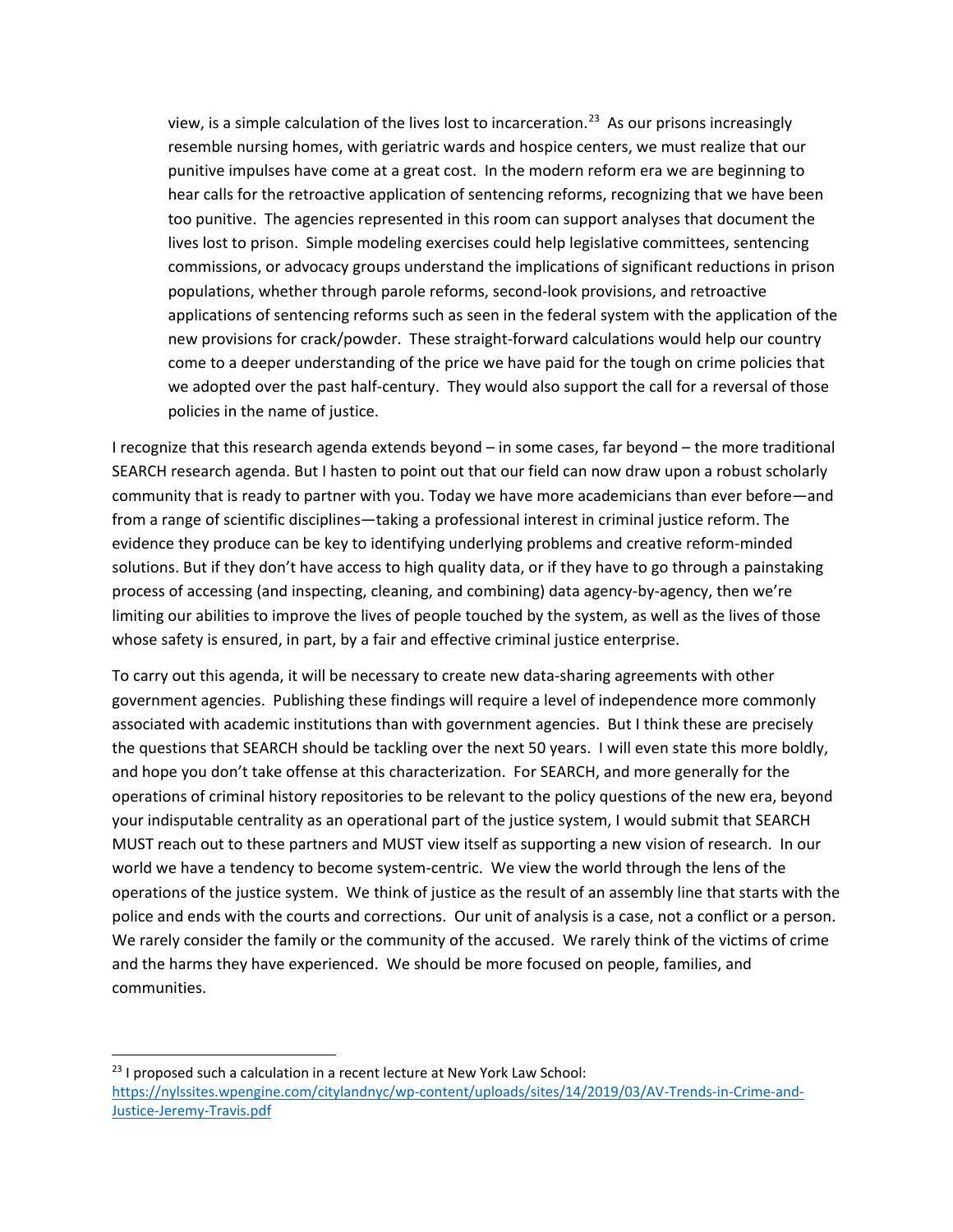> view, is a simple calculation of the lives lost to incarceration.[23] As our prisons increasingly resemble nursing homes, with geriatric wards and hospice centers, we must realize that our punitive impulses have come at a great cost. In the modern reform era we are beginning to hear calls for the retroactive application of sentencing reforms, recognizing that we have been too punitive. The agencies represented in this room can support analyses that document the lives lost to prison. Simple modeling exercises could help legislative committees, sentencing commissions, or advocacy groups understand the implications of significant reductions in prison populations, whether through parole reforms, second-look provisions, and retroactive applications of sentencing reforms such as seen in the federal system with the application of the new provisions for crack/powder. These straight-forward calculations would help our country come to a deeper understanding of the price we have paid for the tough on crime policies that we adopted over the past half-century. They would also support the call for a reversal of those policies in the name of justice.

I recognize that this research agenda extends beyond – in some cases, far beyond – the more traditional SEARCH research agenda. But I hasten to point out that our field can now draw upon a robust scholarly community that is ready to partner with you. Today we have more academicians than ever before—and from a range of scientific disciplines—taking a professional interest in criminal justice reform. The evidence they produce can be key to identifying underlying problems and creative reform-minded solutions. But if they don't have access to high quality data, or if they have to go through a painstaking process of accessing (and inspecting, cleaning, and combining) data agency-by-agency, then we're limiting our abilities to improve the lives of people touched by the system, as well as the lives of those whose safety is ensured, in part, by a fair and effective criminal justice enterprise.

To carry out this agenda, it will be necessary to create new data-sharing agreements with other government agencies. Publishing these findings will require a level of independence more commonly associated with academic institutions than with government agencies. But I think these are precisely the questions that SEARCH should be tackling over the next 50 years. I will even state this more boldly, and hope you don't take offense at this characterization. For SEARCH, and more generally for the operations of criminal history repositories to be relevant to the policy questions of the new era, beyond your indisputable centrality as an operational part of the justice system, I would submit that SEARCH MUST reach out to these partners and MUST view itself as supporting a new vision of research. In our world we have a tendency to become system-centric. We view the world through the lens of the operations of the justice system. We think of justice as the result of an assembly line that starts with the police and ends with the courts and corrections. Our unit of analysis is a case, not a conflict or a person. We rarely consider the family or the community of the accused. We rarely think of the victims of crime and the harms they have experienced. We should be more focused on people, families, and communities.

---

[23] I proposed such a calculation in a recent lecture at New York Law School: https://nylssites.wpengine.com/citylandnyc/wp-content/uploads/sites/14/2019/03/AV-Trends-in-Crime-and-Justice-Jeremy-Travis.pdf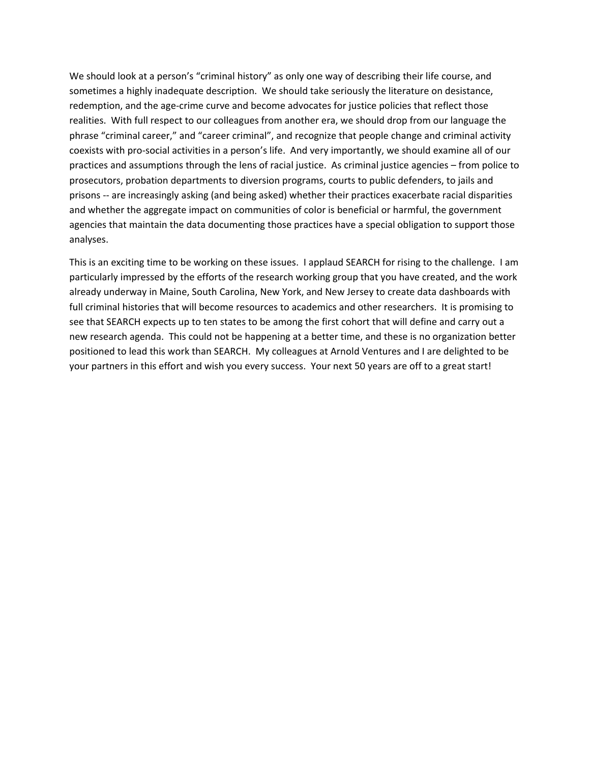We should look at a person's "criminal history" as only one way of describing their life course, and sometimes a highly inadequate description. We should take seriously the literature on desistance, redemption, and the age-crime curve and become advocates for justice policies that reflect those realities. With full respect to our colleagues from another era, we should drop from our language the phrase "criminal career," and "career criminal", and recognize that people change and criminal activity coexists with pro-social activities in a person's life. And very importantly, we should examine all of our practices and assumptions through the lens of racial justice. As criminal justice agencies – from police to prosecutors, probation departments to diversion programs, courts to public defenders, to jails and prisons -- are increasingly asking (and being asked) whether their practices exacerbate racial disparities and whether the aggregate impact on communities of color is beneficial or harmful, the government agencies that maintain the data documenting those practices have a special obligation to support those analyses.

This is an exciting time to be working on these issues. I applaud SEARCH for rising to the challenge. I am particularly impressed by the efforts of the research working group that you have created, and the work already underway in Maine, South Carolina, New York, and New Jersey to create data dashboards with full criminal histories that will become resources to academics and other researchers. It is promising to see that SEARCH expects up to ten states to be among the first cohort that will define and carry out a new research agenda. This could not be happening at a better time, and these is no organization better positioned to lead this work than SEARCH. My colleagues at Arnold Ventures and I are delighted to be your partners in this effort and wish you every success. Your next 50 years are off to a great start!